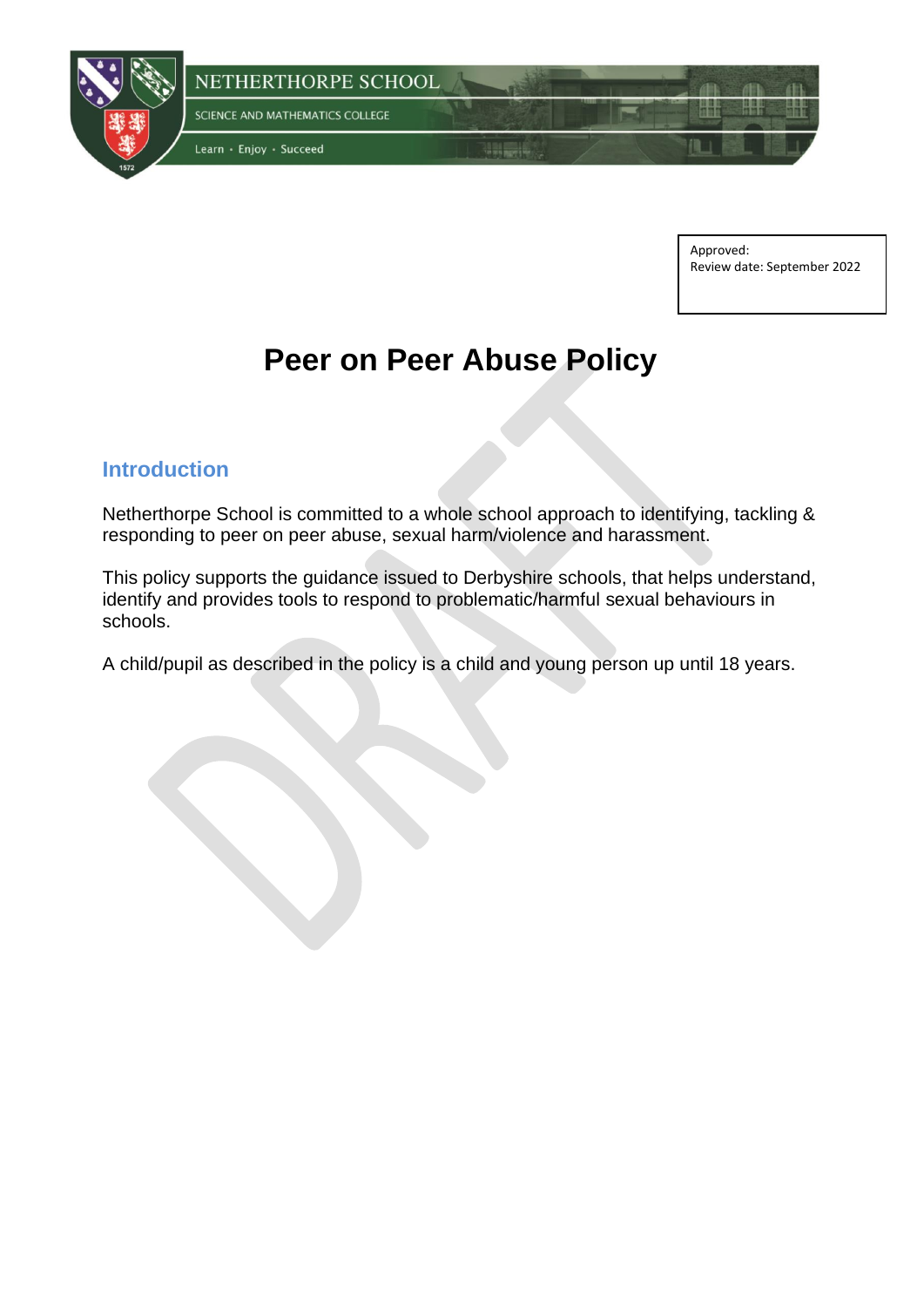NETHERTHORPE SCHOOL

SCIENCE AND MATHEMATICS COLLEGE

Learn • Enjoy • Succeed

Approved:
Review date: September 2022

# Peer on Peer Abuse Policy

## Introduction

Netherthorpe School is committed to a whole school approach to identifying, tackling & responding to peer on peer abuse, sexual harm/violence and harassment.

This policy supports the guidance issued to Derbyshire schools, that helps understand, identify and provides tools to respond to problematic/harmful sexual behaviours in schools.

A child/pupil as described in the policy is a child and young person up until 18 years.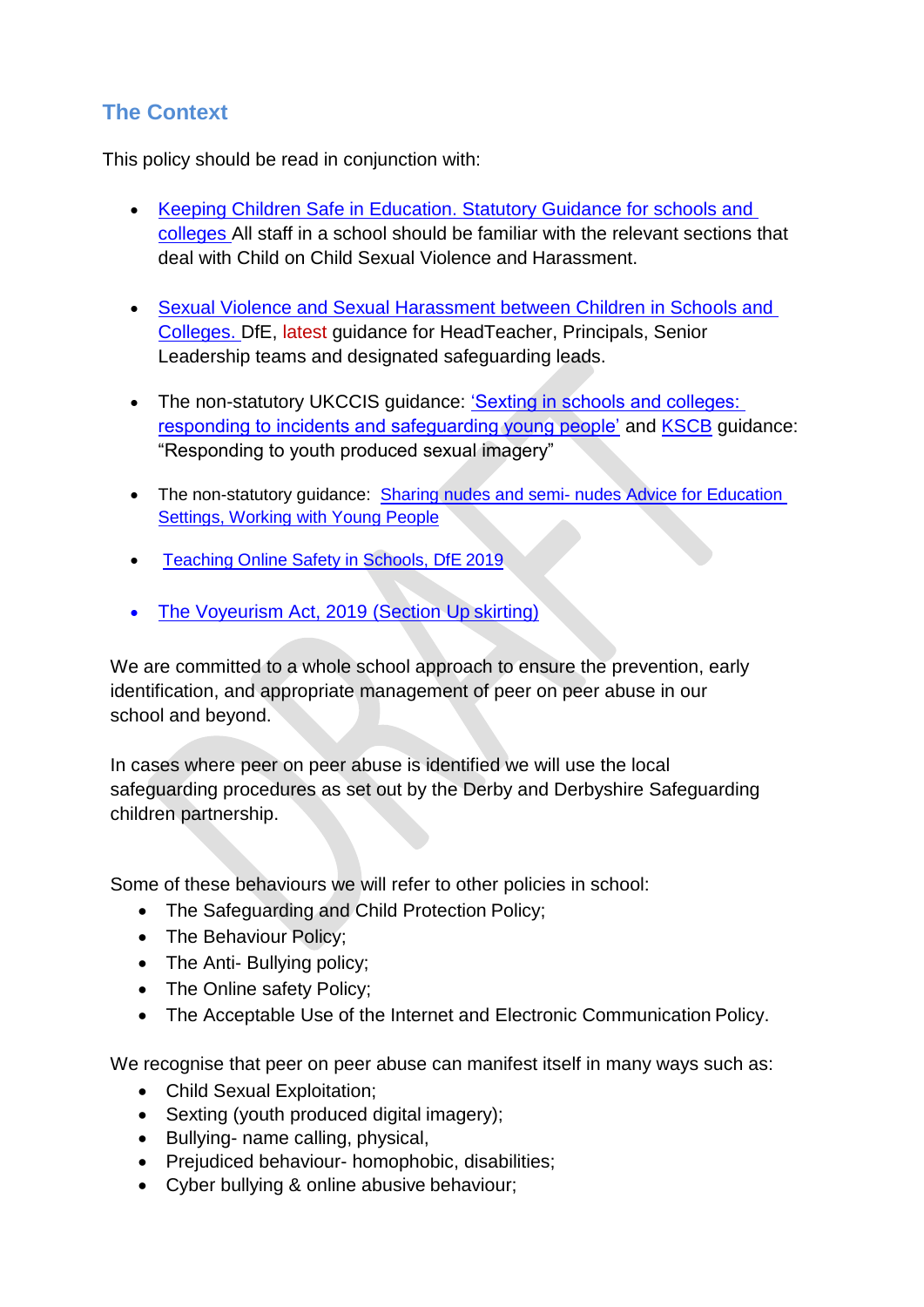## The Context

This policy should be read in conjunction with:

- Keeping Children Safe in Education. Statutory Guidance for schools and colleges All staff in a school should be familiar with the relevant sections that deal with Child on Child Sexual Violence and Harassment.

- Sexual Violence and Sexual Harassment between Children in Schools and Colleges. DfE, latest guidance for HeadTeacher, Principals, Senior Leadership teams and designated safeguarding leads.

- The non-statutory UKCCIS guidance: 'Sexting in schools and colleges: responding to incidents and safeguarding young people' and KSCB guidance: "Responding to youth produced sexual imagery"

- The non-statutory guidance: Sharing nudes and semi- nudes Advice for Education Settings, Working with Young People

- Teaching Online Safety in Schools, DfE 2019

- The Voyeurism Act, 2019 (Section Up skirting)

We are committed to a whole school approach to ensure the prevention, early identification, and appropriate management of peer on peer abuse in our school and beyond.

In cases where peer on peer abuse is identified we will use the local safeguarding procedures as set out by the Derby and Derbyshire Safeguarding children partnership.

Some of these behaviours we will refer to other policies in school:

- The Safeguarding and Child Protection Policy;
- The Behaviour Policy;
- The Anti- Bullying policy;
- The Online safety Policy;
- The Acceptable Use of the Internet and Electronic Communication Policy.

We recognise that peer on peer abuse can manifest itself in many ways such as:

- Child Sexual Exploitation;
- Sexting (youth produced digital imagery);
- Bullying- name calling, physical,
- Prejudiced behaviour- homophobic, disabilities;
- Cyber bullying & online abusive behaviour;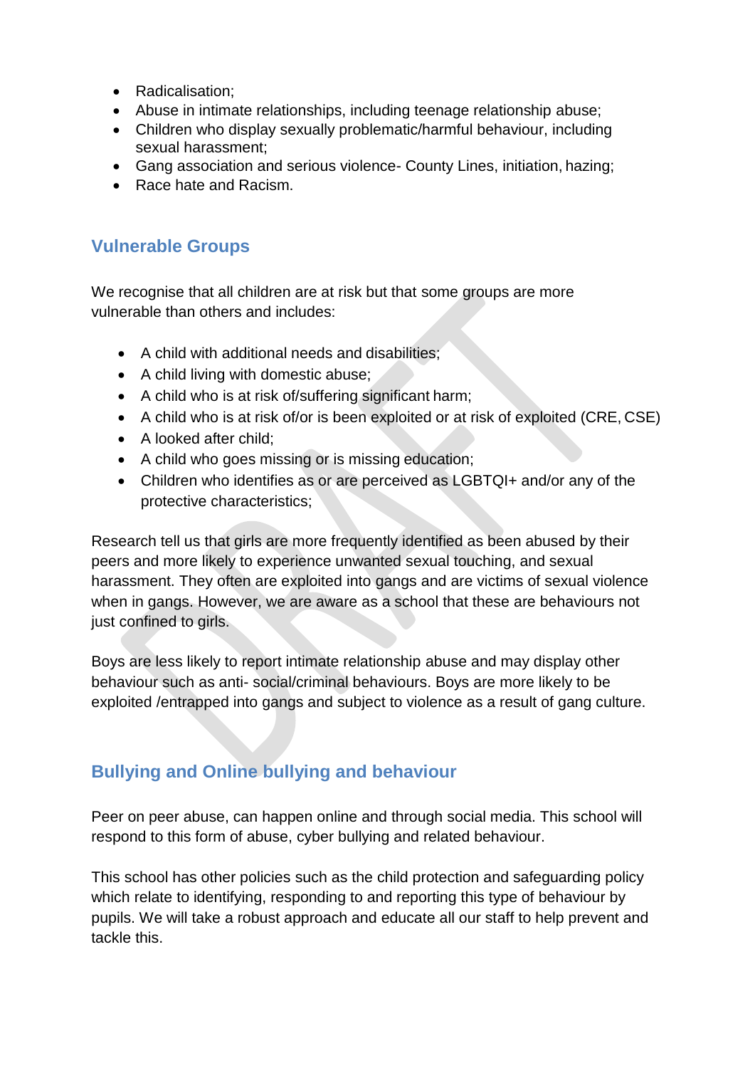- Radicalisation;
- Abuse in intimate relationships, including teenage relationship abuse;
- Children who display sexually problematic/harmful behaviour, including sexual harassment;
- Gang association and serious violence- County Lines, initiation, hazing;
- Race hate and Racism.

## Vulnerable Groups

We recognise that all children are at risk but that some groups are more vulnerable than others and includes:

- A child with additional needs and disabilities;
- A child living with domestic abuse;
- A child who is at risk of/suffering significant harm;
- A child who is at risk of/or is been exploited or at risk of exploited (CRE, CSE)
- A looked after child;
- A child who goes missing or is missing education;
- Children who identifies as or are perceived as LGBTQI+ and/or any of the protective characteristics;

Research tell us that girls are more frequently identified as been abused by their peers and more likely to experience unwanted sexual touching, and sexual harassment. They often are exploited into gangs and are victims of sexual violence when in gangs. However, we are aware as a school that these are behaviours not just confined to girls.

Boys are less likely to report intimate relationship abuse and may display other behaviour such as anti- social/criminal behaviours. Boys are more likely to be exploited /entrapped into gangs and subject to violence as a result of gang culture.

## Bullying and Online bullying and behaviour

Peer on peer abuse, can happen online and through social media. This school will respond to this form of abuse, cyber bullying and related behaviour.

This school has other policies such as the child protection and safeguarding policy which relate to identifying, responding to and reporting this type of behaviour by pupils. We will take a robust approach and educate all our staff to help prevent and tackle this.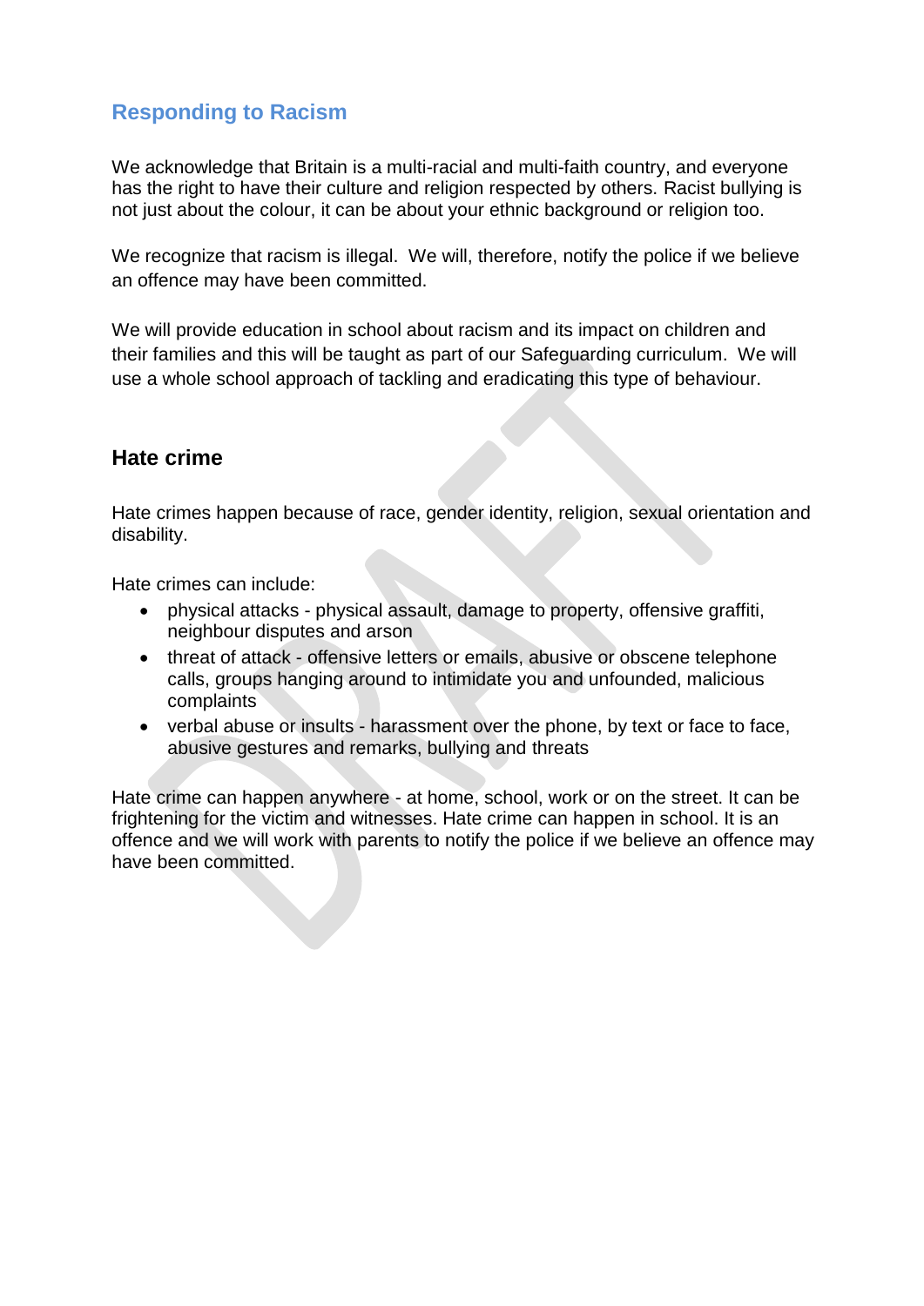## Responding to Racism

We acknowledge that Britain is a multi-racial and multi-faith country, and everyone has the right to have their culture and religion respected by others. Racist bullying is not just about the colour, it can be about your ethnic background or religion too.

We recognize that racism is illegal. We will, therefore, notify the police if we believe an offence may have been committed.

We will provide education in school about racism and its impact on children and their families and this will be taught as part of our Safeguarding curriculum. We will use a whole school approach of tackling and eradicating this type of behaviour.

### Hate crime

Hate crimes happen because of race, gender identity, religion, sexual orientation and disability.

Hate crimes can include:

- physical attacks - physical assault, damage to property, offensive graffiti, neighbour disputes and arson
- threat of attack - offensive letters or emails, abusive or obscene telephone calls, groups hanging around to intimidate you and unfounded, malicious complaints
- verbal abuse or insults - harassment over the phone, by text or face to face, abusive gestures and remarks, bullying and threats

Hate crime can happen anywhere - at home, school, work or on the street. It can be frightening for the victim and witnesses. Hate crime can happen in school. It is an offence and we will work with parents to notify the police if we believe an offence may have been committed.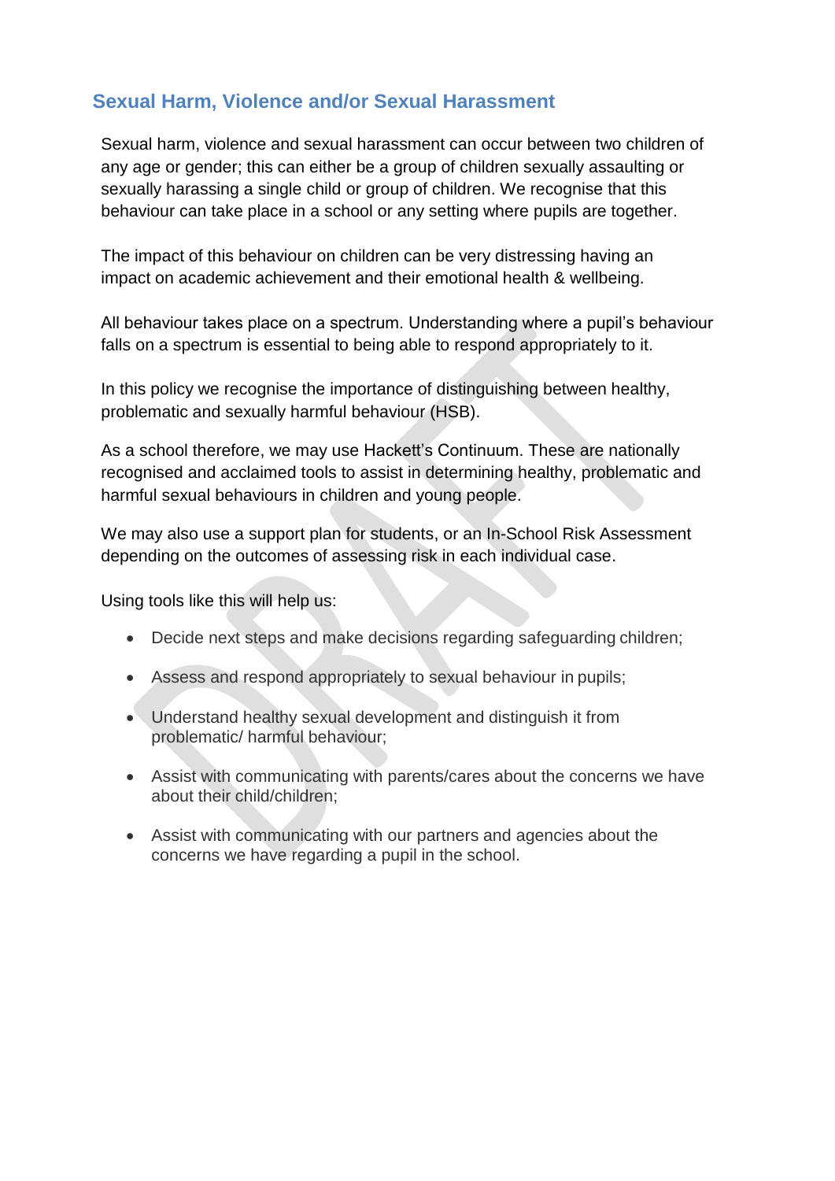## Sexual Harm, Violence and/or Sexual Harassment

Sexual harm, violence and sexual harassment can occur between two children of any age or gender; this can either be a group of children sexually assaulting or sexually harassing a single child or group of children. We recognise that this behaviour can take place in a school or any setting where pupils are together.

The impact of this behaviour on children can be very distressing having an impact on academic achievement and their emotional health & wellbeing.

All behaviour takes place on a spectrum. Understanding where a pupil's behaviour falls on a spectrum is essential to being able to respond appropriately to it.

In this policy we recognise the importance of distinguishing between healthy, problematic and sexually harmful behaviour (HSB).

As a school therefore, we may use Hackett's Continuum. These are nationally recognised and acclaimed tools to assist in determining healthy, problematic and harmful sexual behaviours in children and young people.

We may also use a support plan for students, or an In-School Risk Assessment depending on the outcomes of assessing risk in each individual case.

Using tools like this will help us:

- Decide next steps and make decisions regarding safeguarding children;
- Assess and respond appropriately to sexual behaviour in pupils;
- Understand healthy sexual development and distinguish it from problematic/ harmful behaviour;
- Assist with communicating with parents/cares about the concerns we have about their child/children;
- Assist with communicating with our partners and agencies about the concerns we have regarding a pupil in the school.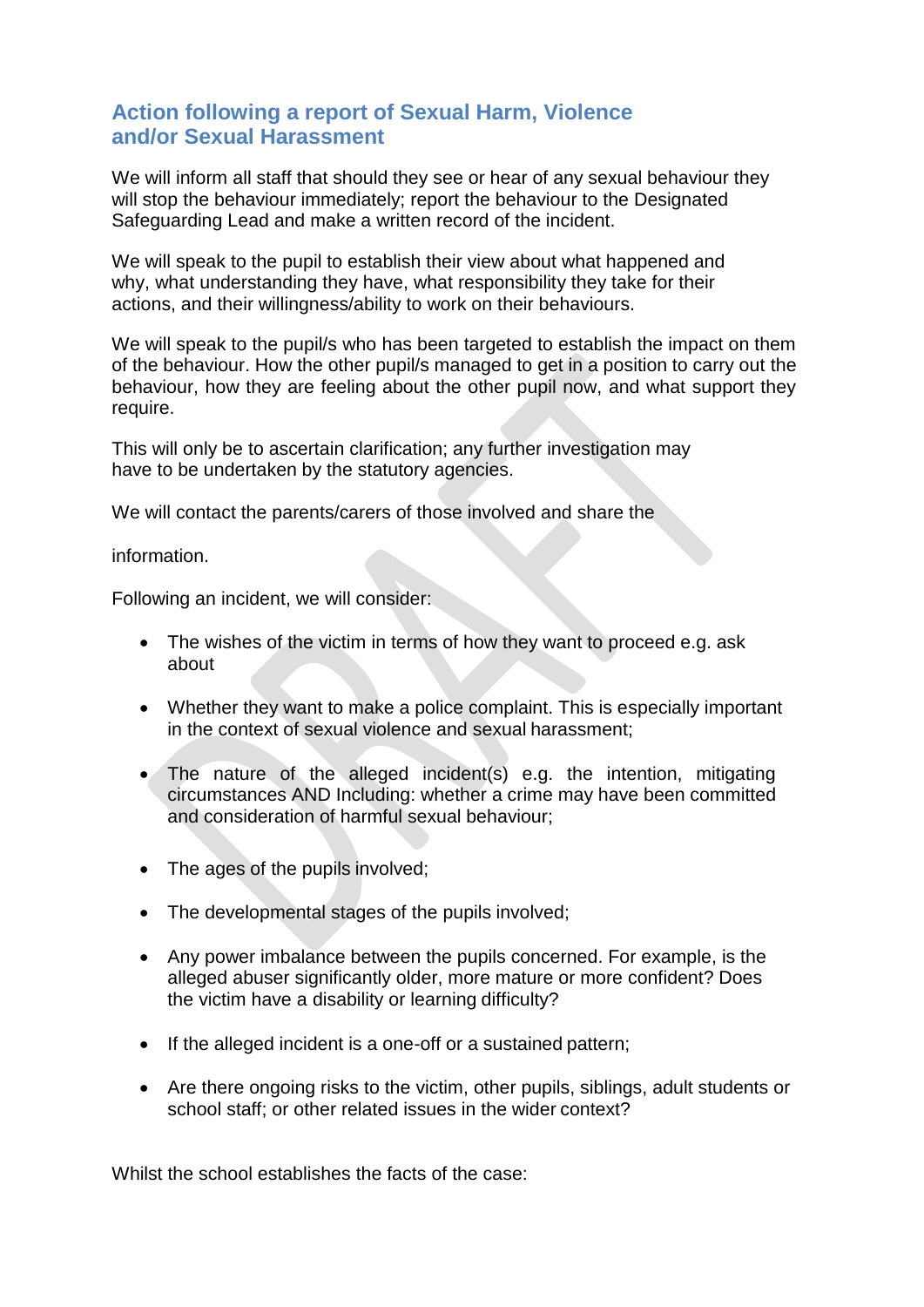## Action following a report of Sexual Harm, Violence and/or Sexual Harassment

We will inform all staff that should they see or hear of any sexual behaviour they will stop the behaviour immediately; report the behaviour to the Designated Safeguarding Lead and make a written record of the incident.

We will speak to the pupil to establish their view about what happened and why, what understanding they have, what responsibility they take for their actions, and their willingness/ability to work on their behaviours.

We will speak to the pupil/s who has been targeted to establish the impact on them of the behaviour. How the other pupil/s managed to get in a position to carry out the behaviour, how they are feeling about the other pupil now, and what support they require.

This will only be to ascertain clarification; any further investigation may have to be undertaken by the statutory agencies.

We will contact the parents/carers of those involved and share the

information.

Following an incident, we will consider:

- The wishes of the victim in terms of how they want to proceed e.g. ask about
- Whether they want to make a police complaint. This is especially important in the context of sexual violence and sexual harassment;
- The nature of the alleged incident(s) e.g. the intention, mitigating circumstances AND Including: whether a crime may have been committed and consideration of harmful sexual behaviour;
- The ages of the pupils involved;
- The developmental stages of the pupils involved;
- Any power imbalance between the pupils concerned. For example, is the alleged abuser significantly older, more mature or more confident? Does the victim have a disability or learning difficulty?
- If the alleged incident is a one-off or a sustained pattern;
- Are there ongoing risks to the victim, other pupils, siblings, adult students or school staff; or other related issues in the wider context?

Whilst the school establishes the facts of the case: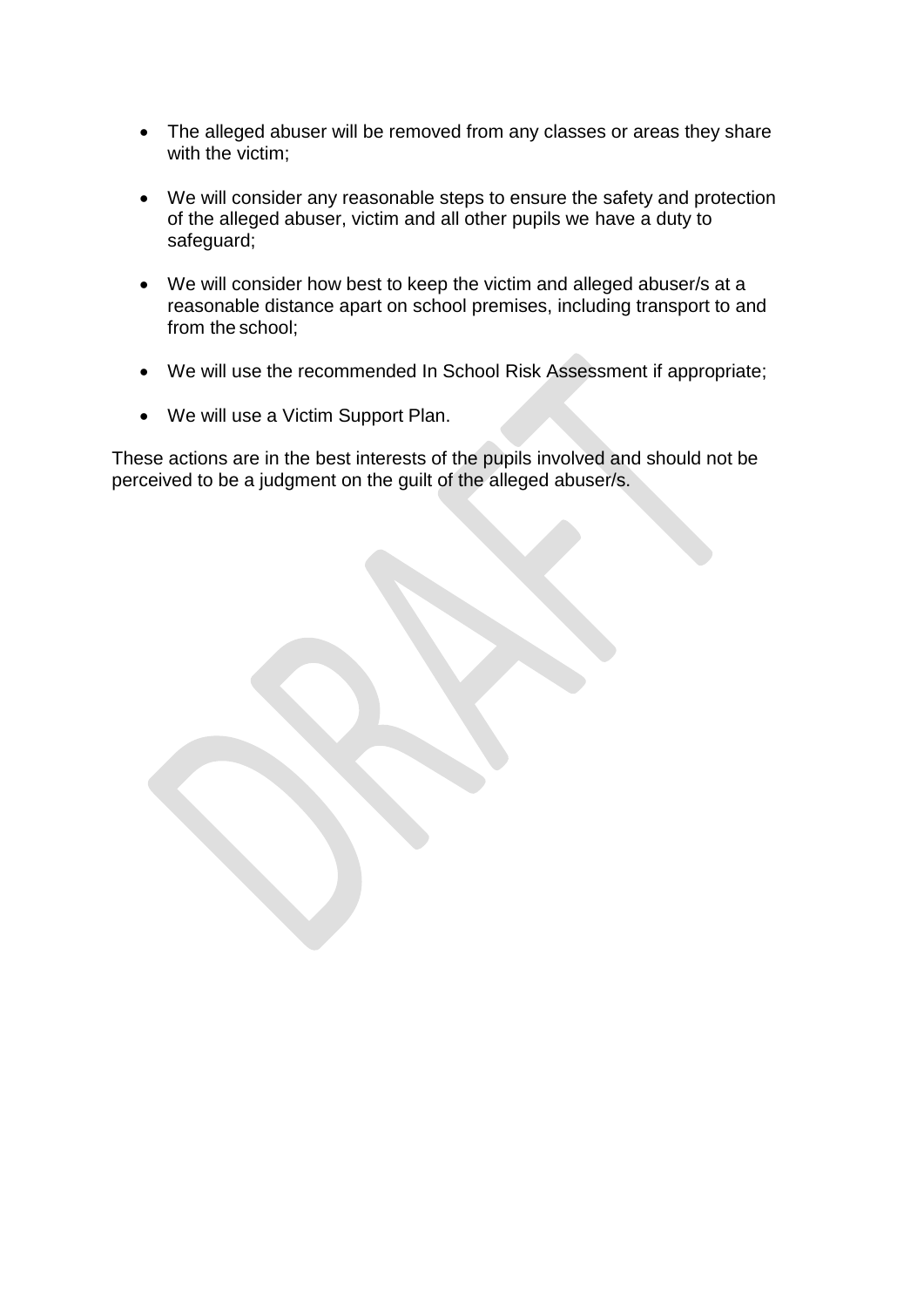- The alleged abuser will be removed from any classes or areas they share with the victim;

- We will consider any reasonable steps to ensure the safety and protection of the alleged abuser, victim and all other pupils we have a duty to safeguard;

- We will consider how best to keep the victim and alleged abuser/s at a reasonable distance apart on school premises, including transport to and from the school;

- We will use the recommended In School Risk Assessment if appropriate;

- We will use a Victim Support Plan.

These actions are in the best interests of the pupils involved and should not be perceived to be a judgment on the guilt of the alleged abuser/s.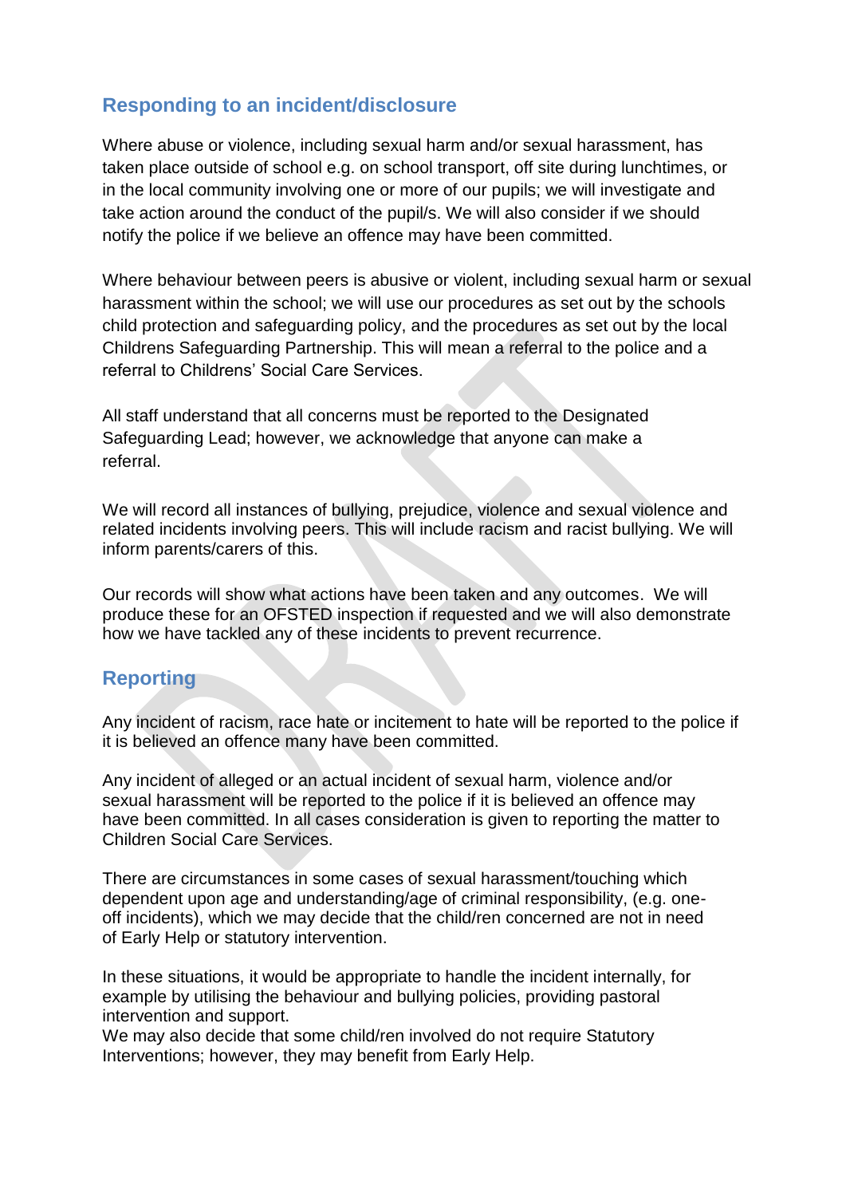## Responding to an incident/disclosure

Where abuse or violence, including sexual harm and/or sexual harassment, has taken place outside of school e.g. on school transport, off site during lunchtimes, or in the local community involving one or more of our pupils; we will investigate and take action around the conduct of the pupil/s. We will also consider if we should notify the police if we believe an offence may have been committed.

Where behaviour between peers is abusive or violent, including sexual harm or sexual harassment within the school; we will use our procedures as set out by the schools child protection and safeguarding policy, and the procedures as set out by the local Childrens Safeguarding Partnership. This will mean a referral to the police and a referral to Childrens' Social Care Services.

All staff understand that all concerns must be reported to the Designated Safeguarding Lead; however, we acknowledge that anyone can make a referral.

We will record all instances of bullying, prejudice, violence and sexual violence and related incidents involving peers. This will include racism and racist bullying. We will inform parents/carers of this.

Our records will show what actions have been taken and any outcomes. We will produce these for an OFSTED inspection if requested and we will also demonstrate how we have tackled any of these incidents to prevent recurrence.

## Reporting

Any incident of racism, race hate or incitement to hate will be reported to the police if it is believed an offence many have been committed.

Any incident of alleged or an actual incident of sexual harm, violence and/or sexual harassment will be reported to the police if it is believed an offence may have been committed. In all cases consideration is given to reporting the matter to Children Social Care Services.

There are circumstances in some cases of sexual harassment/touching which dependent upon age and understanding/age of criminal responsibility, (e.g. one-off incidents), which we may decide that the child/ren concerned are not in need of Early Help or statutory intervention.

In these situations, it would be appropriate to handle the incident internally, for example by utilising the behaviour and bullying policies, providing pastoral intervention and support.
We may also decide that some child/ren involved do not require Statutory Interventions; however, they may benefit from Early Help.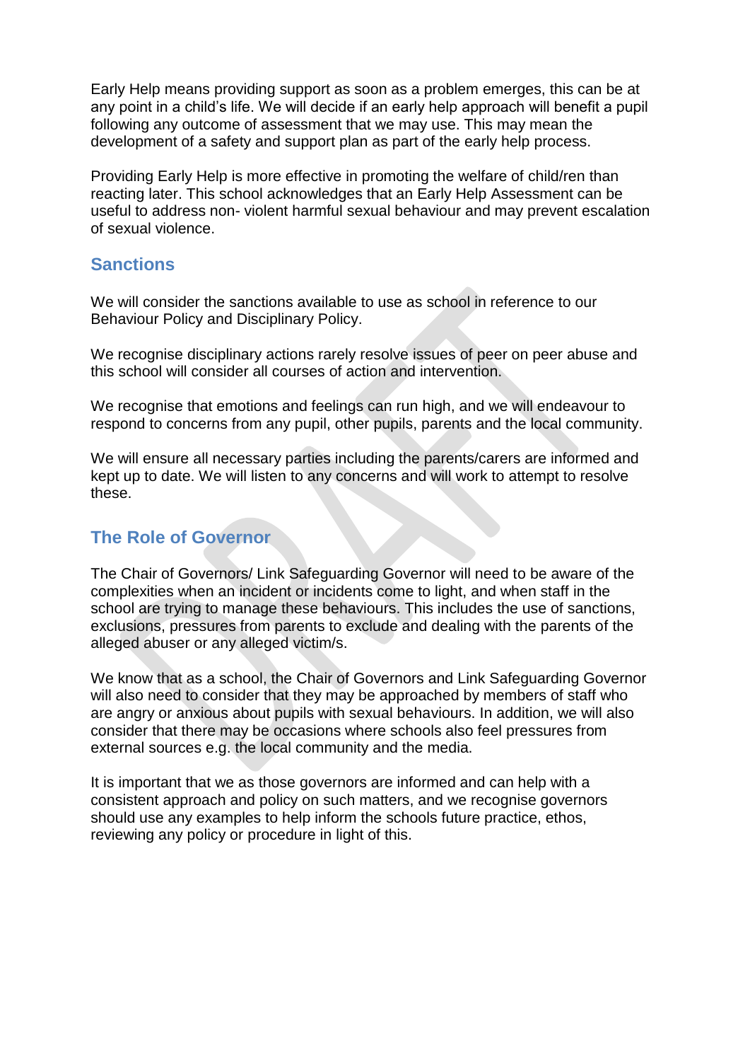Early Help means providing support as soon as a problem emerges, this can be at any point in a child's life. We will decide if an early help approach will benefit a pupil following any outcome of assessment that we may use. This may mean the development of a safety and support plan as part of the early help process.

Providing Early Help is more effective in promoting the welfare of child/ren than reacting later. This school acknowledges that an Early Help Assessment can be useful to address non- violent harmful sexual behaviour and may prevent escalation of sexual violence.

## Sanctions

We will consider the sanctions available to use as school in reference to our Behaviour Policy and Disciplinary Policy.

We recognise disciplinary actions rarely resolve issues of peer on peer abuse and this school will consider all courses of action and intervention.

We recognise that emotions and feelings can run high, and we will endeavour to respond to concerns from any pupil, other pupils, parents and the local community.

We will ensure all necessary parties including the parents/carers are informed and kept up to date. We will listen to any concerns and will work to attempt to resolve these.

## The Role of Governor

The Chair of Governors/ Link Safeguarding Governor will need to be aware of the complexities when an incident or incidents come to light, and when staff in the school are trying to manage these behaviours. This includes the use of sanctions, exclusions, pressures from parents to exclude and dealing with the parents of the alleged abuser or any alleged victim/s.

We know that as a school, the Chair of Governors and Link Safeguarding Governor will also need to consider that they may be approached by members of staff who are angry or anxious about pupils with sexual behaviours. In addition, we will also consider that there may be occasions where schools also feel pressures from external sources e.g. the local community and the media.

It is important that we as those governors are informed and can help with a consistent approach and policy on such matters, and we recognise governors should use any examples to help inform the schools future practice, ethos, reviewing any policy or procedure in light of this.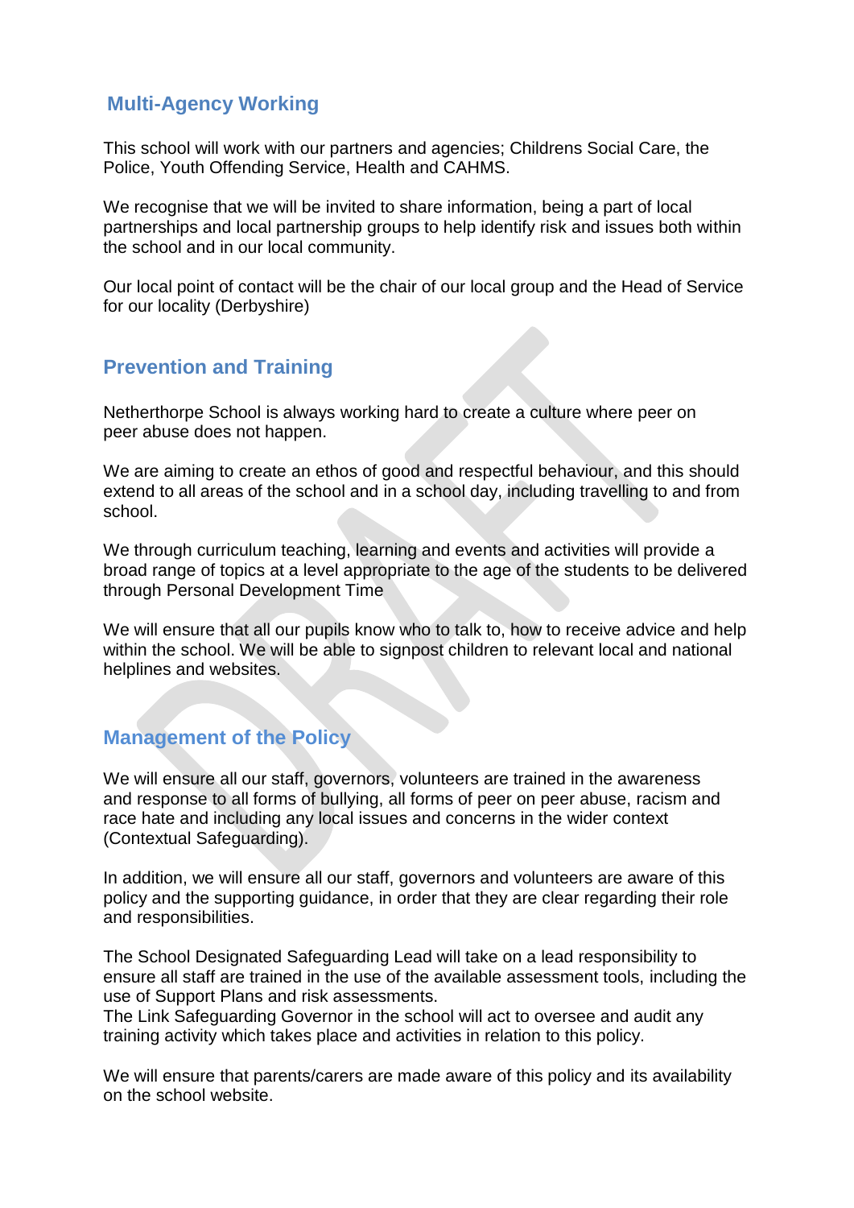## Multi-Agency Working

This school will work with our partners and agencies; Childrens Social Care, the Police, Youth Offending Service, Health and CAHMS.

We recognise that we will be invited to share information, being a part of local partnerships and local partnership groups to help identify risk and issues both within the school and in our local community.

Our local point of contact will be the chair of our local group and the Head of Service for our locality (Derbyshire)

## Prevention and Training

Netherthorpe School is always working hard to create a culture where peer on peer abuse does not happen.

We are aiming to create an ethos of good and respectful behaviour, and this should extend to all areas of the school and in a school day, including travelling to and from school.

We through curriculum teaching, learning and events and activities will provide a broad range of topics at a level appropriate to the age of the students to be delivered through Personal Development Time

We will ensure that all our pupils know who to talk to, how to receive advice and help within the school. We will be able to signpost children to relevant local and national helplines and websites.

## Management of the Policy

We will ensure all our staff, governors, volunteers are trained in the awareness and response to all forms of bullying, all forms of peer on peer abuse, racism and race hate and including any local issues and concerns in the wider context (Contextual Safeguarding).

In addition, we will ensure all our staff, governors and volunteers are aware of this policy and the supporting guidance, in order that they are clear regarding their role and responsibilities.

The School Designated Safeguarding Lead will take on a lead responsibility to ensure all staff are trained in the use of the available assessment tools, including the use of Support Plans and risk assessments.
The Link Safeguarding Governor in the school will act to oversee and audit any training activity which takes place and activities in relation to this policy.

We will ensure that parents/carers are made aware of this policy and its availability on the school website.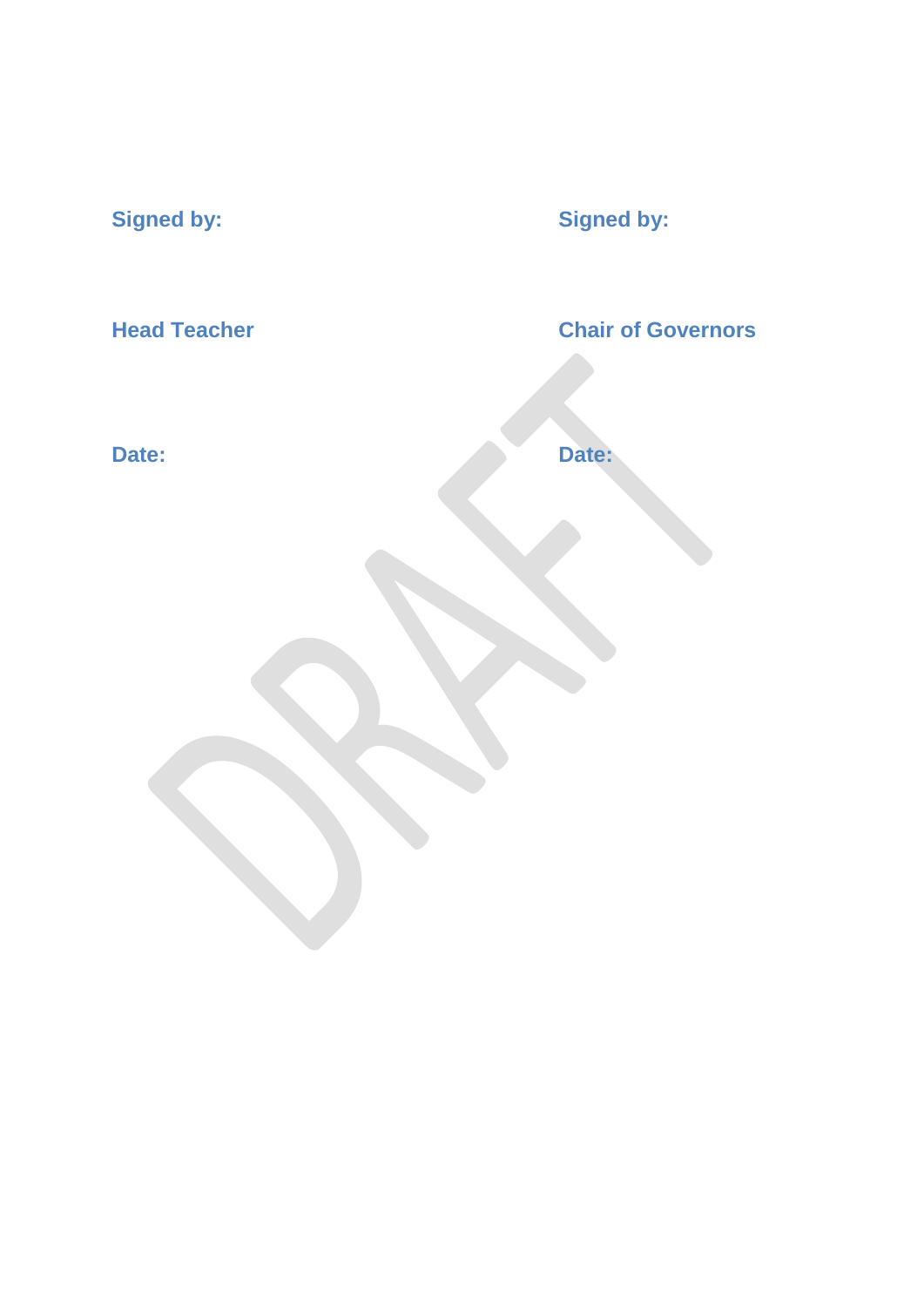**Signed by:**

**Head Teacher**

**Date:**

**Signed by:**

**Chair of Governors**

**Date:**

DRAFT